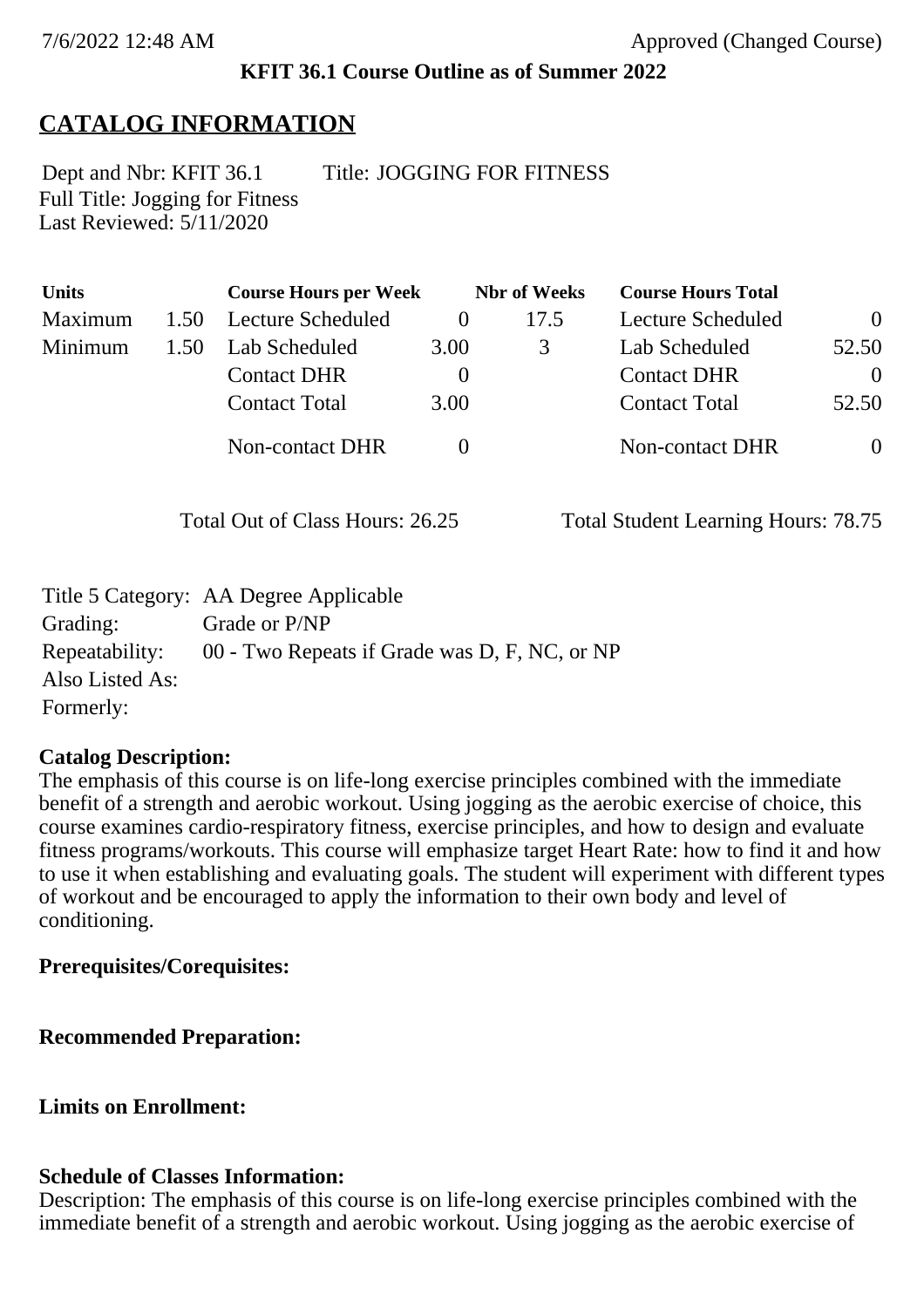7/6/2022 12:48 AM Approved (Changed Course)

**KFIT 36.1 Course Outline as of Summer 2022**

## CATALOG INFORMATION

Dept and Nbr: KFIT 36.1 Title: JOGGING FOR FITNESS
Full Title: Jogging for Fitness
Last Reviewed: 5/11/2020

| Units | | Course Hours per Week | | Nbr of Weeks | Course Hours Total | |
|---|---|---|---|---|---|---|
| Maximum | 1.50 | Lecture Scheduled | 0 | 17.5 | Lecture Scheduled | 0 |
| Minimum | 1.50 | Lab Scheduled | 3.00 | 3 | Lab Scheduled | 52.50 |
| | | Contact DHR | 0 | | Contact DHR | 0 |
| | | Contact Total | 3.00 | | Contact Total | 52.50 |
| | | Non-contact DHR | 0 | | Non-contact DHR | 0 |

Total Out of Class Hours: 26.25 Total Student Learning Hours: 78.75

| | |
|---|---|
| Title 5 Category: | AA Degree Applicable |
| Grading: | Grade or P/NP |
| Repeatability: | 00 - Two Repeats if Grade was D, F, NC, or NP |
| Also Listed As: | |
| Formerly: | |

**Catalog Description:**
The emphasis of this course is on life-long exercise principles combined with the immediate benefit of a strength and aerobic workout. Using jogging as the aerobic exercise of choice, this course examines cardio-respiratory fitness, exercise principles, and how to design and evaluate fitness programs/workouts. This course will emphasize target Heart Rate: how to find it and how to use it when establishing and evaluating goals. The student will experiment with different types of workout and be encouraged to apply the information to their own body and level of conditioning.

**Prerequisites/Corequisites:**

**Recommended Preparation:**

**Limits on Enrollment:**

**Schedule of Classes Information:**
Description: The emphasis of this course is on life-long exercise principles combined with the immediate benefit of a strength and aerobic workout. Using jogging as the aerobic exercise of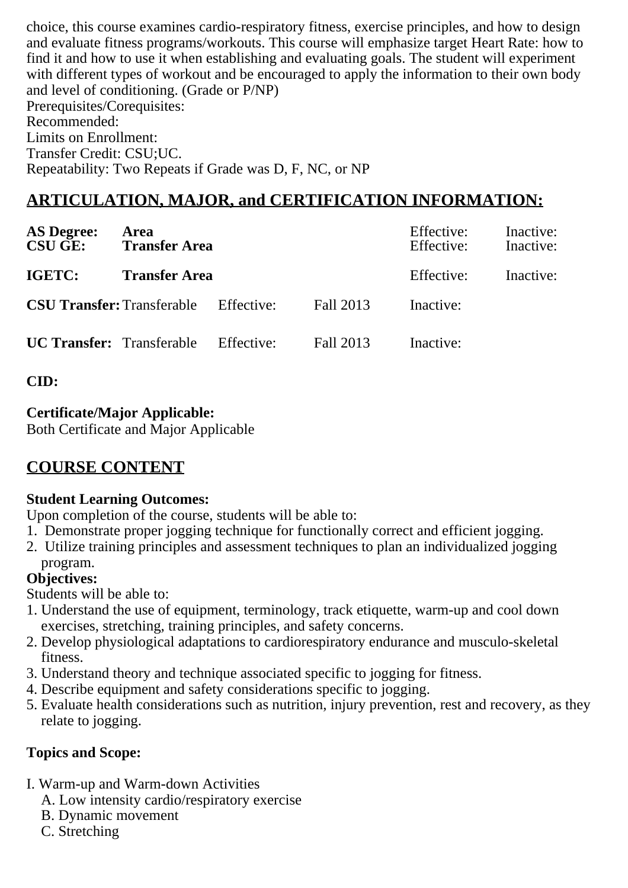choice, this course examines cardio-respiratory fitness, exercise principles, and how to design and evaluate fitness programs/workouts. This course will emphasize target Heart Rate: how to find it and how to use it when establishing and evaluating goals. The student will experiment with different types of workout and be encouraged to apply the information to their own body and level of conditioning. (Grade or P/NP)
Prerequisites/Corequisites:
Recommended:
Limits on Enrollment:
Transfer Credit: CSU;UC.
Repeatability: Two Repeats if Grade was D, F, NC, or NP

## ARTICULATION, MAJOR, and CERTIFICATION INFORMATION:

| | | | | | |
|---|---|---|---|---|---|
| **AS Degree:** | **Area** | | | Effective: | Inactive: |
| **CSU GE:** | **Transfer Area** | | | Effective: | Inactive: |
| **IGETC:** | **Transfer Area** | | | Effective: | Inactive: |
| **CSU Transfer:** | Transferable | Effective: | Fall 2013 | Inactive: | |
| **UC Transfer:** | Transferable | Effective: | Fall 2013 | Inactive: | |

**CID:**

**Certificate/Major Applicable:**
Both Certificate and Major Applicable

## COURSE CONTENT

**Student Learning Outcomes:**
Upon completion of the course, students will be able to:
1. Demonstrate proper jogging technique for functionally correct and efficient jogging.
2. Utilize training principles and assessment techniques to plan an individualized jogging program.

**Objectives:**
Students will be able to:
1. Understand the use of equipment, terminology, track etiquette, warm-up and cool down exercises, stretching, training principles, and safety concerns.
2. Develop physiological adaptations to cardiorespiratory endurance and musculo-skeletal fitness.
3. Understand theory and technique associated specific to jogging for fitness.
4. Describe equipment and safety considerations specific to jogging.
5. Evaluate health considerations such as nutrition, injury prevention, rest and recovery, as they relate to jogging.

**Topics and Scope:**

I. Warm-up and Warm-down Activities
   A. Low intensity cardio/respiratory exercise
   B. Dynamic movement
   C. Stretching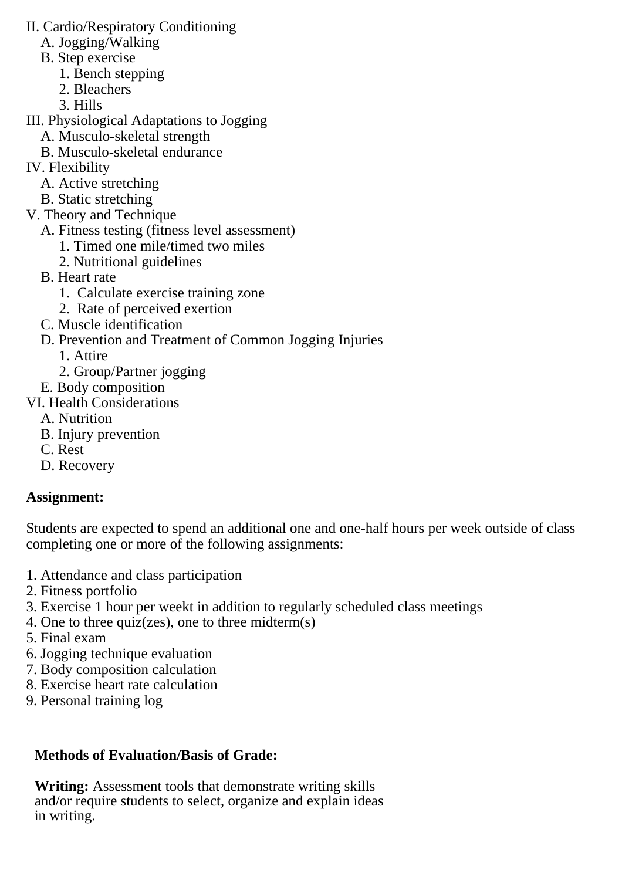II. Cardio/Respiratory Conditioning
   A. Jogging/Walking
   B. Step exercise
      1. Bench stepping
      2. Bleachers
      3. Hills
III. Physiological Adaptations to Jogging
   A. Musculo-skeletal strength
   B. Musculo-skeletal endurance
IV. Flexibility
   A. Active stretching
   B. Static stretching
V. Theory and Technique
   A. Fitness testing (fitness level assessment)
      1. Timed one mile/timed two miles
      2. Nutritional guidelines
   B. Heart rate
      1. Calculate exercise training zone
      2. Rate of perceived exertion
   C. Muscle identification
   D. Prevention and Treatment of Common Jogging Injuries
      1. Attire
      2. Group/Partner jogging
   E. Body composition
VI. Health Considerations
   A. Nutrition
   B. Injury prevention
   C. Rest
   D. Recovery

**Assignment:**

Students are expected to spend an additional one and one-half hours per week outside of class completing one or more of the following assignments:

1. Attendance and class participation
2. Fitness portfolio
3. Exercise 1 hour per weekt in addition to regularly scheduled class meetings
4. One to three quiz(zes), one to three midterm(s)
5. Final exam
6. Jogging technique evaluation
7. Body composition calculation
8. Exercise heart rate calculation
9. Personal training log

**Methods of Evaluation/Basis of Grade:**

**Writing:** Assessment tools that demonstrate writing skills and/or require students to select, organize and explain ideas in writing.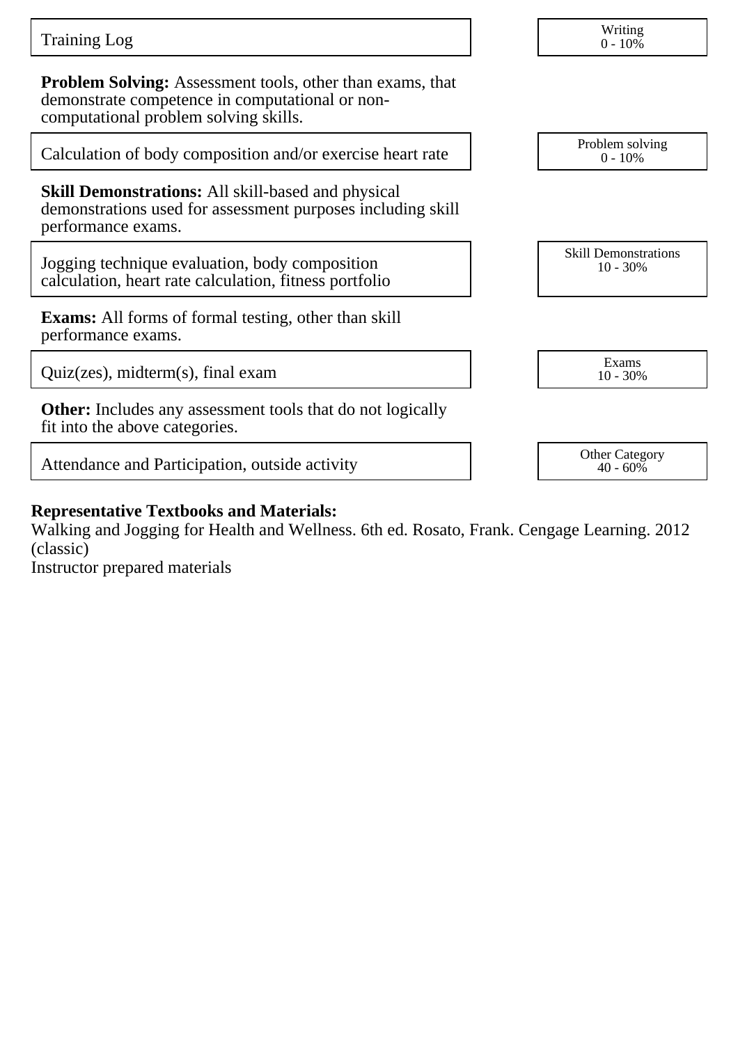| | |
|---|---|
| Training Log | Writing<br>0 - 10% |

**Problem Solving:** Assessment tools, other than exams, that demonstrate competence in computational or non-computational problem solving skills.

| | |
|---|---|
| Calculation of body composition and/or exercise heart rate | Problem solving<br>0 - 10% |

**Skill Demonstrations:** All skill-based and physical demonstrations used for assessment purposes including skill performance exams.

| | |
|---|---|
| Jogging technique evaluation, body composition calculation, heart rate calculation, fitness portfolio | Skill Demonstrations<br>10 - 30% |

**Exams:** All forms of formal testing, other than skill performance exams.

| | |
|---|---|
| Quiz(zes), midterm(s), final exam | Exams<br>10 - 30% |

**Other:** Includes any assessment tools that do not logically fit into the above categories.

| | |
|---|---|
| Attendance and Participation, outside activity | Other Category<br>40 - 60% |

**Representative Textbooks and Materials:**
Walking and Jogging for Health and Wellness. 6th ed. Rosato, Frank. Cengage Learning. 2012 (classic)
Instructor prepared materials